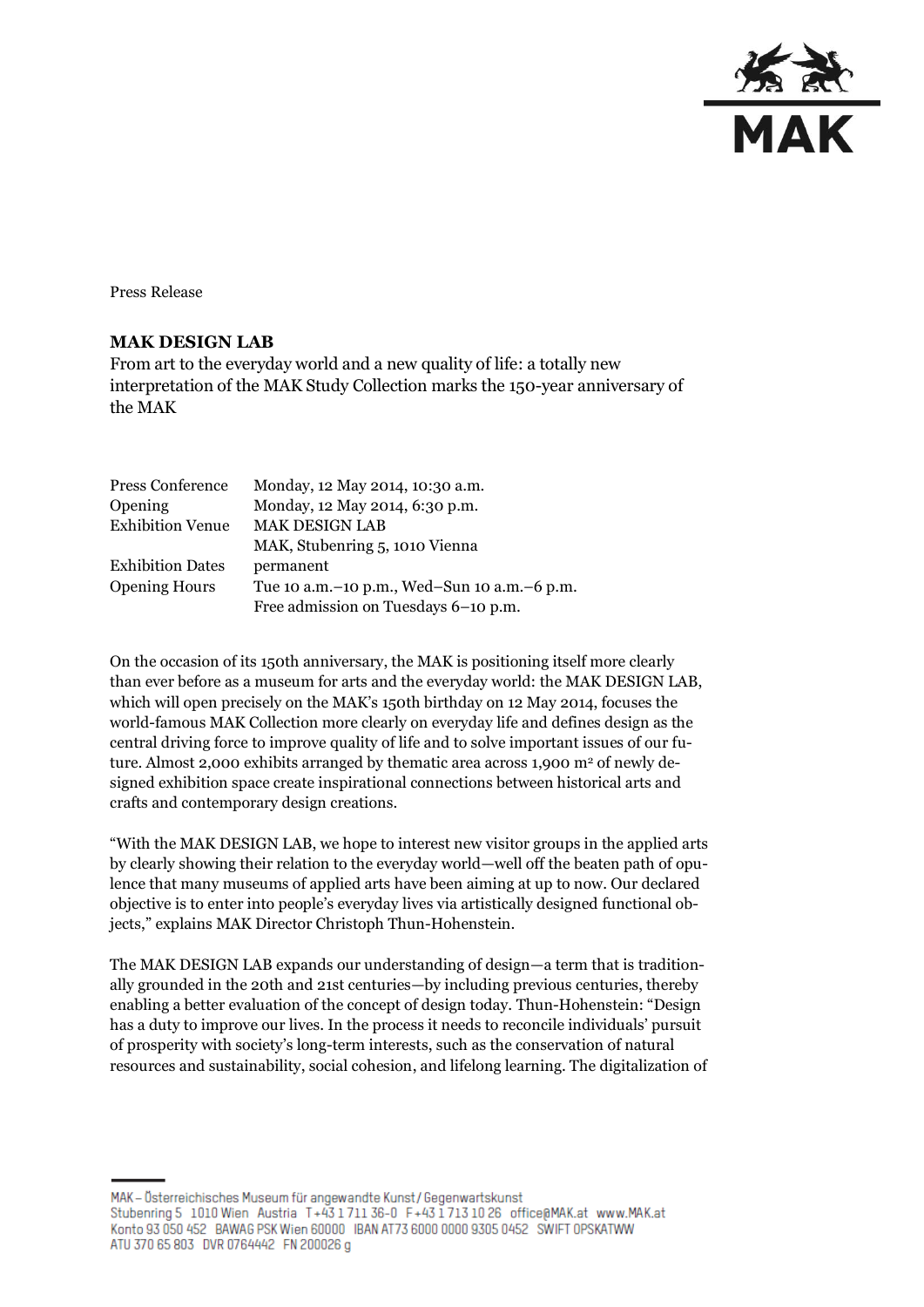Press Release

**MAK DESIGN LAB**

From art to the everyday world and a new quality of life: a totally new interpretation of the MAK Study Collection marks the 150-year anniversary of the MAK

| | |
|---|---|
| Press Conference | Monday, 12 May 2014, 10:30 a.m. |
| Opening | Monday, 12 May 2014, 6:30 p.m. |
| Exhibition Venue | MAK DESIGN LAB<br>MAK, Stubenring 5, 1010 Vienna |
| Exhibition Dates | permanent |
| Opening Hours | Tue 10 a.m.–10 p.m., Wed–Sun 10 a.m.–6 p.m.<br>Free admission on Tuesdays 6–10 p.m. |

On the occasion of its 150th anniversary, the MAK is positioning itself more clearly than ever before as a museum for arts and the everyday world: the MAK DESIGN LAB, which will open precisely on the MAK's 150th birthday on 12 May 2014, focuses the world-famous MAK Collection more clearly on everyday life and defines design as the central driving force to improve quality of life and to solve important issues of our future. Almost 2,000 exhibits arranged by thematic area across 1,900 m² of newly designed exhibition space create inspirational connections between historical arts and crafts and contemporary design creations.

"With the MAK DESIGN LAB, we hope to interest new visitor groups in the applied arts by clearly showing their relation to the everyday world—well off the beaten path of opulence that many museums of applied arts have been aiming at up to now. Our declared objective is to enter into people's everyday lives via artistically designed functional objects," explains MAK Director Christoph Thun-Hohenstein.

The MAK DESIGN LAB expands our understanding of design—a term that is traditionally grounded in the 20th and 21st centuries—by including previous centuries, thereby enabling a better evaluation of the concept of design today. Thun-Hohenstein: "Design has a duty to improve our lives. In the process it needs to reconcile individuals' pursuit of prosperity with society's long-term interests, such as the conservation of natural resources and sustainability, social cohesion, and lifelong learning. The digitalization of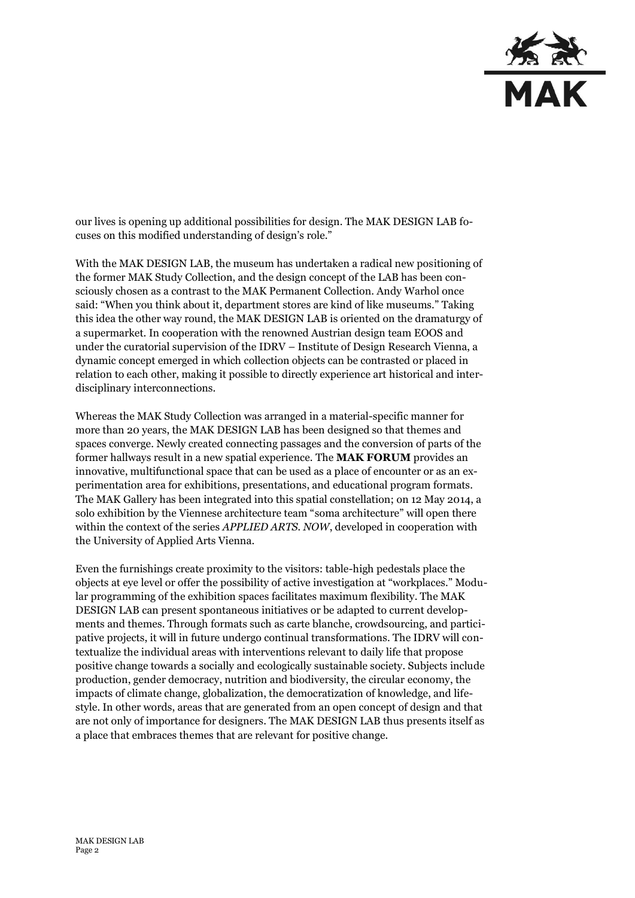our lives is opening up additional possibilities for design. The MAK DESIGN LAB focuses on this modified understanding of design's role."

With the MAK DESIGN LAB, the museum has undertaken a radical new positioning of the former MAK Study Collection, and the design concept of the LAB has been consciously chosen as a contrast to the MAK Permanent Collection. Andy Warhol once said: "When you think about it, department stores are kind of like museums." Taking this idea the other way round, the MAK DESIGN LAB is oriented on the dramaturgy of a supermarket. In cooperation with the renowned Austrian design team EOOS and under the curatorial supervision of the IDRV – Institute of Design Research Vienna, a dynamic concept emerged in which collection objects can be contrasted or placed in relation to each other, making it possible to directly experience art historical and interdisciplinary interconnections.

Whereas the MAK Study Collection was arranged in a material-specific manner for more than 20 years, the MAK DESIGN LAB has been designed so that themes and spaces converge. Newly created connecting passages and the conversion of parts of the former hallways result in a new spatial experience. The **MAK FORUM** provides an innovative, multifunctional space that can be used as a place of encounter or as an experimentation area for exhibitions, presentations, and educational program formats. The MAK Gallery has been integrated into this spatial constellation; on 12 May 2014, a solo exhibition by the Viennese architecture team "soma architecture" will open there within the context of the series *APPLIED ARTS. NOW*, developed in cooperation with the University of Applied Arts Vienna.

Even the furnishings create proximity to the visitors: table-high pedestals place the objects at eye level or offer the possibility of active investigation at "workplaces." Modular programming of the exhibition spaces facilitates maximum flexibility. The MAK DESIGN LAB can present spontaneous initiatives or be adapted to current developments and themes. Through formats such as carte blanche, crowdsourcing, and participative projects, it will in future undergo continual transformations. The IDRV will contextualize the individual areas with interventions relevant to daily life that propose positive change towards a socially and ecologically sustainable society. Subjects include production, gender democracy, nutrition and biodiversity, the circular economy, the impacts of climate change, globalization, the democratization of knowledge, and lifestyle. In other words, areas that are generated from an open concept of design and that are not only of importance for designers. The MAK DESIGN LAB thus presents itself as a place that embraces themes that are relevant for positive change.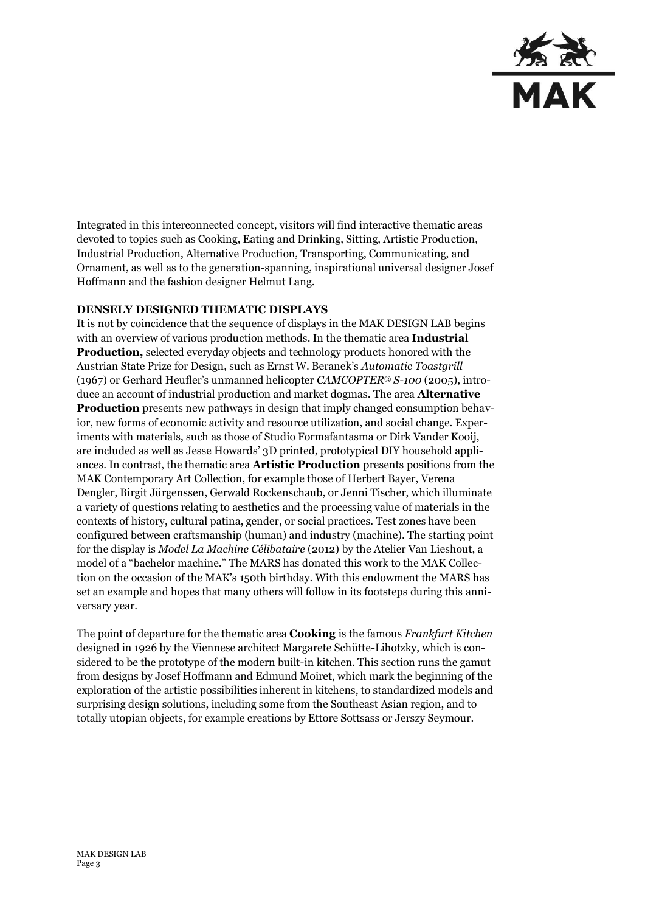Integrated in this interconnected concept, visitors will find interactive thematic areas devoted to topics such as Cooking, Eating and Drinking, Sitting, Artistic Production, Industrial Production, Alternative Production, Transporting, Communicating, and Ornament, as well as to the generation-spanning, inspirational universal designer Josef Hoffmann and the fashion designer Helmut Lang.

**DENSELY DESIGNED THEMATIC DISPLAYS**

It is not by coincidence that the sequence of displays in the MAK DESIGN LAB begins with an overview of various production methods. In the thematic area **Industrial Production,** selected everyday objects and technology products honored with the Austrian State Prize for Design, such as Ernst W. Beranek's *Automatic Toastgrill* (1967) or Gerhard Heufler's unmanned helicopter *CAMCOPTER® S-100* (2005), introduce an account of industrial production and market dogmas. The area **Alternative Production** presents new pathways in design that imply changed consumption behavior, new forms of economic activity and resource utilization, and social change. Experiments with materials, such as those of Studio Formafantasma or Dirk Vander Kooij, are included as well as Jesse Howards' 3D printed, prototypical DIY household appliances. In contrast, the thematic area **Artistic Production** presents positions from the MAK Contemporary Art Collection, for example those of Herbert Bayer, Verena Dengler, Birgit Jürgenssen, Gerwald Rockenschaub, or Jenni Tischer, which illuminate a variety of questions relating to aesthetics and the processing value of materials in the contexts of history, cultural patina, gender, or social practices. Test zones have been configured between craftsmanship (human) and industry (machine). The starting point for the display is *Model La Machine Célibataire* (2012) by the Atelier Van Lieshout, a model of a "bachelor machine." The MARS has donated this work to the MAK Collection on the occasion of the MAK's 150th birthday. With this endowment the MARS has set an example and hopes that many others will follow in its footsteps during this anniversary year.

The point of departure for the thematic area **Cooking** is the famous *Frankfurt Kitchen* designed in 1926 by the Viennese architect Margarete Schütte-Lihotzky, which is considered to be the prototype of the modern built-in kitchen. This section runs the gamut from designs by Josef Hoffmann and Edmund Moiret, which mark the beginning of the exploration of the artistic possibilities inherent in kitchens, to standardized models and surprising design solutions, including some from the Southeast Asian region, and to totally utopian objects, for example creations by Ettore Sottsass or Jerszy Seymour.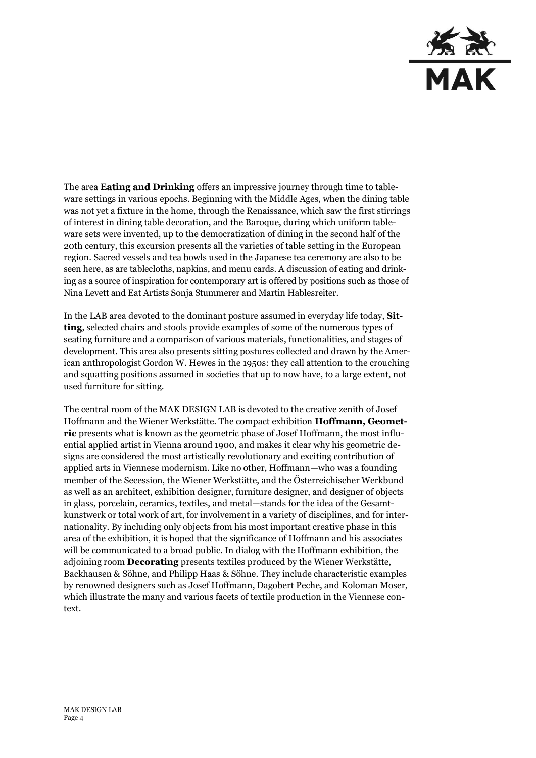The area **Eating and Drinking** offers an impressive journey through time to tableware settings in various epochs. Beginning with the Middle Ages, when the dining table was not yet a fixture in the home, through the Renaissance, which saw the first stirrings of interest in dining table decoration, and the Baroque, during which uniform tableware sets were invented, up to the democratization of dining in the second half of the 20th century, this excursion presents all the varieties of table setting in the European region. Sacred vessels and tea bowls used in the Japanese tea ceremony are also to be seen here, as are tablecloths, napkins, and menu cards. A discussion of eating and drinking as a source of inspiration for contemporary art is offered by positions such as those of Nina Levett and Eat Artists Sonja Stummerer and Martin Hablesreiter.

In the LAB area devoted to the dominant posture assumed in everyday life today, **Sitting**, selected chairs and stools provide examples of some of the numerous types of seating furniture and a comparison of various materials, functionalities, and stages of development. This area also presents sitting postures collected and drawn by the American anthropologist Gordon W. Hewes in the 1950s: they call attention to the crouching and squatting positions assumed in societies that up to now have, to a large extent, not used furniture for sitting.

The central room of the MAK DESIGN LAB is devoted to the creative zenith of Josef Hoffmann and the Wiener Werkstätte. The compact exhibition **Hoffmann, Geometric** presents what is known as the geometric phase of Josef Hoffmann, the most influential applied artist in Vienna around 1900, and makes it clear why his geometric designs are considered the most artistically revolutionary and exciting contribution of applied arts in Viennese modernism. Like no other, Hoffmann—who was a founding member of the Secession, the Wiener Werkstätte, and the Österreichischer Werkbund as well as an architect, exhibition designer, furniture designer, and designer of objects in glass, porcelain, ceramics, textiles, and metal—stands for the idea of the Gesamtkunstwerk or total work of art, for involvement in a variety of disciplines, and for internationality. By including only objects from his most important creative phase in this area of the exhibition, it is hoped that the significance of Hoffmann and his associates will be communicated to a broad public. In dialog with the Hoffmann exhibition, the adjoining room **Decorating** presents textiles produced by the Wiener Werkstätte, Backhausen & Söhne, and Philipp Haas & Söhne. They include characteristic examples by renowned designers such as Josef Hoffmann, Dagobert Peche, and Koloman Moser, which illustrate the many and various facets of textile production in the Viennese context.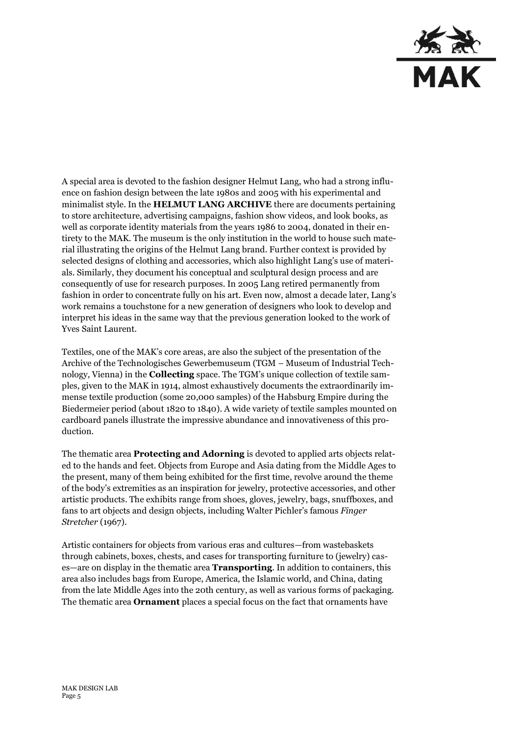A special area is devoted to the fashion designer Helmut Lang, who had a strong influence on fashion design between the late 1980s and 2005 with his experimental and minimalist style. In the **HELMUT LANG ARCHIVE** there are documents pertaining to store architecture, advertising campaigns, fashion show videos, and look books, as well as corporate identity materials from the years 1986 to 2004, donated in their entirety to the MAK. The museum is the only institution in the world to house such material illustrating the origins of the Helmut Lang brand. Further context is provided by selected designs of clothing and accessories, which also highlight Lang's use of materials. Similarly, they document his conceptual and sculptural design process and are consequently of use for research purposes. In 2005 Lang retired permanently from fashion in order to concentrate fully on his art. Even now, almost a decade later, Lang's work remains a touchstone for a new generation of designers who look to develop and interpret his ideas in the same way that the previous generation looked to the work of Yves Saint Laurent.

Textiles, one of the MAK's core areas, are also the subject of the presentation of the Archive of the Technologisches Gewerbemuseum (TGM – Museum of Industrial Technology, Vienna) in the **Collecting** space. The TGM's unique collection of textile samples, given to the MAK in 1914, almost exhaustively documents the extraordinarily immense textile production (some 20,000 samples) of the Habsburg Empire during the Biedermeier period (about 1820 to 1840). A wide variety of textile samples mounted on cardboard panels illustrate the impressive abundance and innovativeness of this production.

The thematic area **Protecting and Adorning** is devoted to applied arts objects related to the hands and feet. Objects from Europe and Asia dating from the Middle Ages to the present, many of them being exhibited for the first time, revolve around the theme of the body's extremities as an inspiration for jewelry, protective accessories, and other artistic products. The exhibits range from shoes, gloves, jewelry, bags, snuffboxes, and fans to art objects and design objects, including Walter Pichler's famous *Finger Stretcher* (1967).

Artistic containers for objects from various eras and cultures—from wastebaskets through cabinets, boxes, chests, and cases for transporting furniture to (jewelry) cases—are on display in the thematic area **Transporting**. In addition to containers, this area also includes bags from Europe, America, the Islamic world, and China, dating from the late Middle Ages into the 20th century, as well as various forms of packaging. The thematic area **Ornament** places a special focus on the fact that ornaments have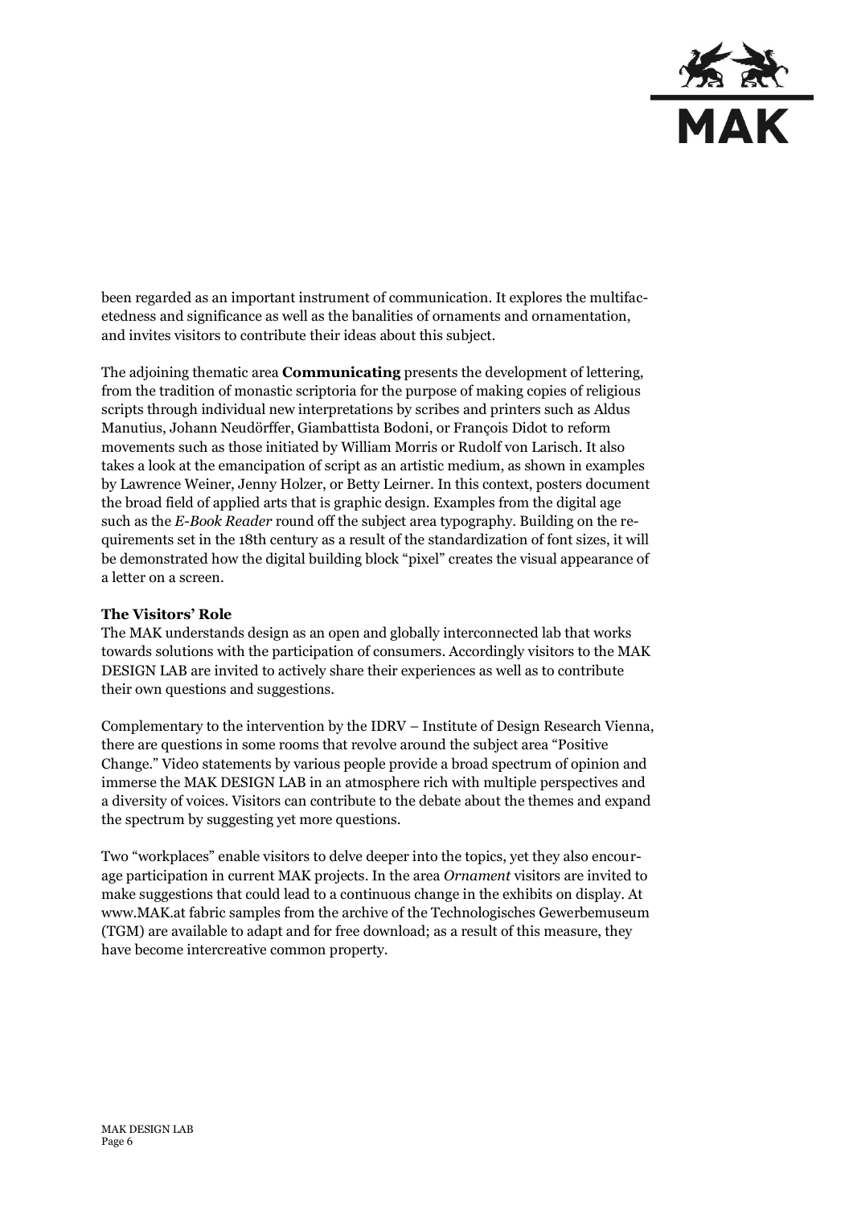been regarded as an important instrument of communication. It explores the multifacetedness and significance as well as the banalities of ornaments and ornamentation, and invites visitors to contribute their ideas about this subject.

The adjoining thematic area **Communicating** presents the development of lettering, from the tradition of monastic scriptoria for the purpose of making copies of religious scripts through individual new interpretations by scribes and printers such as Aldus Manutius, Johann Neudörffer, Giambattista Bodoni, or François Didot to reform movements such as those initiated by William Morris or Rudolf von Larisch. It also takes a look at the emancipation of script as an artistic medium, as shown in examples by Lawrence Weiner, Jenny Holzer, or Betty Leirner. In this context, posters document the broad field of applied arts that is graphic design. Examples from the digital age such as the *E-Book Reader* round off the subject area typography. Building on the requirements set in the 18th century as a result of the standardization of font sizes, it will be demonstrated how the digital building block "pixel" creates the visual appearance of a letter on a screen.

**The Visitors' Role**

The MAK understands design as an open and globally interconnected lab that works towards solutions with the participation of consumers. Accordingly visitors to the MAK DESIGN LAB are invited to actively share their experiences as well as to contribute their own questions and suggestions.

Complementary to the intervention by the IDRV – Institute of Design Research Vienna, there are questions in some rooms that revolve around the subject area "Positive Change." Video statements by various people provide a broad spectrum of opinion and immerse the MAK DESIGN LAB in an atmosphere rich with multiple perspectives and a diversity of voices. Visitors can contribute to the debate about the themes and expand the spectrum by suggesting yet more questions.

Two "workplaces" enable visitors to delve deeper into the topics, yet they also encourage participation in current MAK projects. In the area *Ornament* visitors are invited to make suggestions that could lead to a continuous change in the exhibits on display. At www.MAK.at fabric samples from the archive of the Technologisches Gewerbemuseum (TGM) are available to adapt and for free download; as a result of this measure, they have become intercreative common property.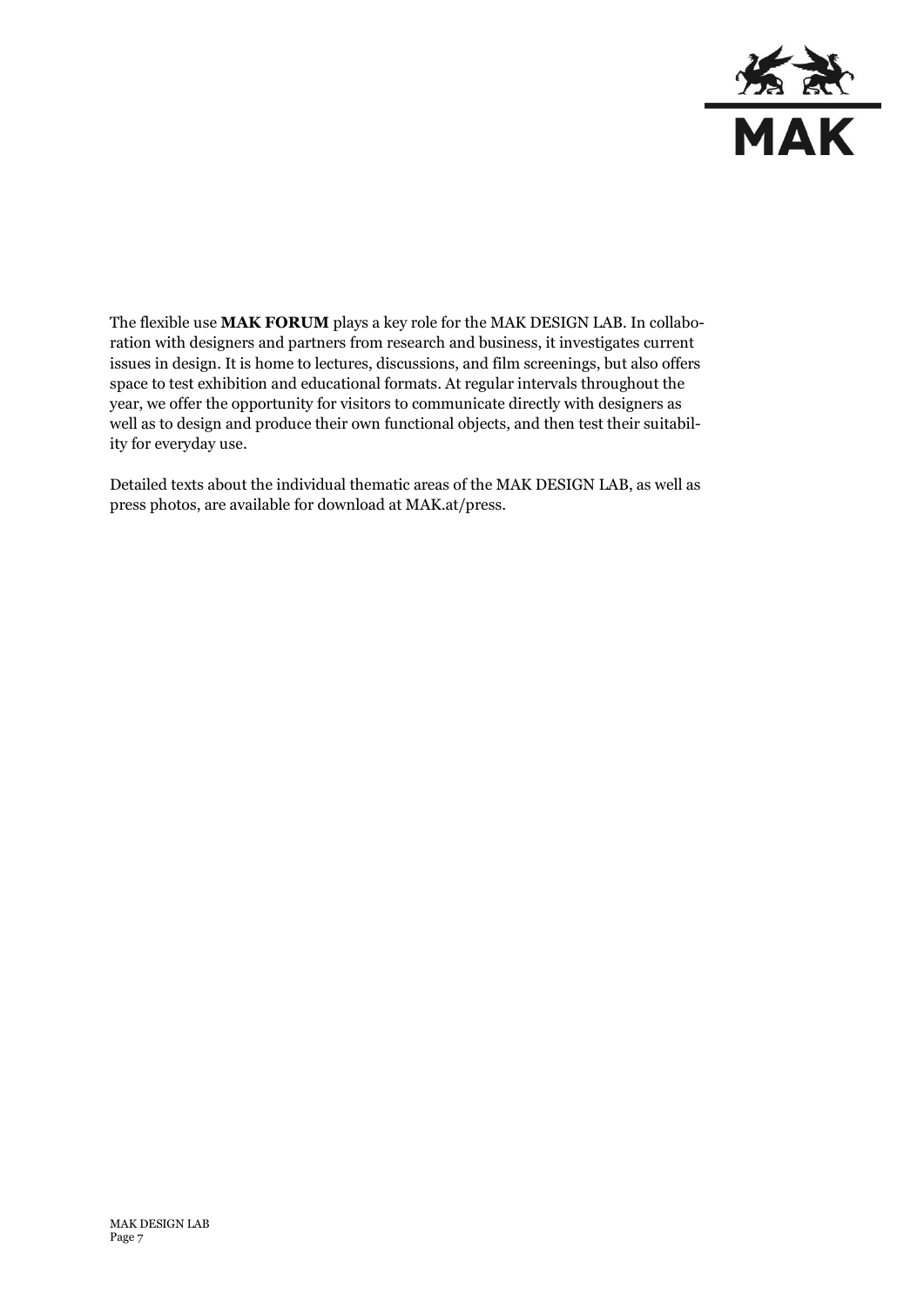The flexible use **MAK FORUM** plays a key role for the MAK DESIGN LAB. In collaboration with designers and partners from research and business, it investigates current issues in design. It is home to lectures, discussions, and film screenings, but also offers space to test exhibition and educational formats. At regular intervals throughout the year, we offer the opportunity for visitors to communicate directly with designers as well as to design and produce their own functional objects, and then test their suitability for everyday use.

Detailed texts about the individual thematic areas of the MAK DESIGN LAB, as well as press photos, are available for download at MAK.at/press.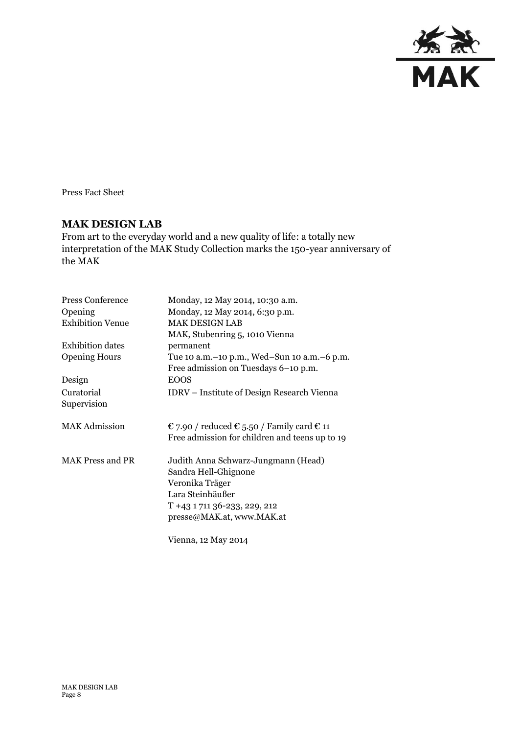Press Fact Sheet

## MAK DESIGN LAB

From art to the everyday world and a new quality of life: a totally new interpretation of the MAK Study Collection marks the 150-year anniversary of the MAK

| | |
|---|---|
| Press Conference | Monday, 12 May 2014, 10:30 a.m. |
| Opening | Monday, 12 May 2014, 6:30 p.m. |
| Exhibition Venue | MAK DESIGN LAB<br>MAK, Stubenring 5, 1010 Vienna |
| Exhibition dates | permanent |
| Opening Hours | Tue 10 a.m.–10 p.m., Wed–Sun 10 a.m.–6 p.m.<br>Free admission on Tuesdays 6–10 p.m. |
| Design | EOOS |
| Curatorial Supervision | IDRV – Institute of Design Research Vienna |
| MAK Admission | € 7.90 / reduced € 5.50 / Family card € 11<br>Free admission for children and teens up to 19 |
| MAK Press and PR | Judith Anna Schwarz-Jungmann (Head)<br>Sandra Hell-Ghignone<br>Veronika Träger<br>Lara Steinhäußer<br>T +43 1 711 36-233, 229, 212<br>presse@MAK.at, www.MAK.at |

Vienna, 12 May 2014